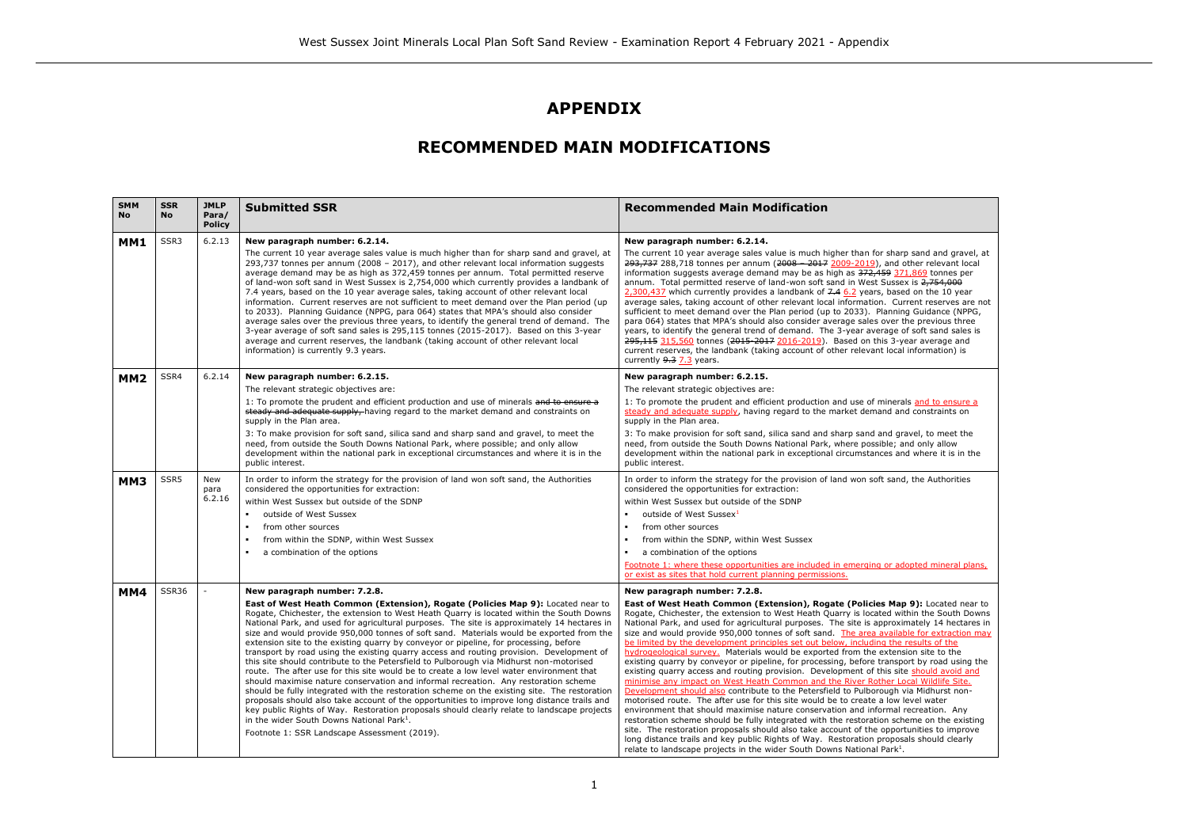# APPENDIX

## RECOMMENDED MAIN MODIFICATIONS

| SMM No | SSR No | JMLP Para/ Policy | Submitted SSR | Recommended Main Modification |
|---|---|---|---|---|
| **MM1** | SSR3 | 6.2.13 | **New paragraph number: 6.2.14.**<br>The current 10 year average sales value is much higher than for sharp sand and gravel, at 293,737 tonnes per annum (2008 – 2017), and other relevant local information suggests average demand may be as high as 372,459 tonnes per annum. Total permitted reserve of land-won soft sand in West Sussex is 2,754,000 which currently provides a landbank of 7.4 years, based on the 10 year average sales, taking account of other relevant local information. Current reserves are not sufficient to meet demand over the Plan period (up to 2033). Planning Guidance (NPPG, para 064) states that MPA's should also consider average sales over the previous three years, to identify the general trend of demand. The 3-year average of soft sand sales is 295,115 tonnes (2015-2017). Based on this 3-year average and current reserves, the landbank (taking account of other relevant local information) is currently 9.3 years. | **New paragraph number: 6.2.14.**<br>The current 10 year average sales value is much higher than for sharp sand and gravel, at ~~293,737~~ 288,718 tonnes per annum (~~2008 – 2017~~ <u>2009-2019</u>), and other relevant local information suggests average demand may be as high as ~~372,459~~ <u>371,869</u> tonnes per annum. Total permitted reserve of land-won soft sand in West Sussex is ~~2,754,000~~ <u>2,300,437</u> which currently provides a landbank of ~~7.4~~ <u>6.2</u> years, based on the 10 year average sales, taking account of other relevant local information. Current reserves are not sufficient to meet demand over the Plan period (up to 2033). Planning Guidance (NPPG, para 064) states that MPA's should also consider average sales over the previous three years, to identify the general trend of demand. The 3-year average of soft sand sales is ~~295,115~~ <u>315,560</u> tonnes (~~2015-2017~~ <u>2016-2019</u>). Based on this 3-year average and current reserves, the landbank (taking account of other relevant local information) is currently ~~9.3~~ <u>7.3</u> years. |
| **MM2** | SSR4 | 6.2.14 | **New paragraph number: 6.2.15.**<br>The relevant strategic objectives are:<br>1: To promote the prudent and efficient production and use of minerals ~~and to ensure a steady and adequate supply,~~ having regard to the market demand and constraints on supply in the Plan area.<br>3: To make provision for soft sand, silica sand and sharp sand and gravel, to meet the need, from outside the South Downs National Park, where possible; and only allow development within the national park in exceptional circumstances and where it is in the public interest. | **New paragraph number: 6.2.15.**<br>The relevant strategic objectives are:<br>1: To promote the prudent and efficient production and use of minerals <u>and to ensure a steady and adequate supply</u>, having regard to the market demand and constraints on supply in the Plan area.<br>3: To make provision for soft sand, silica sand and sharp sand and gravel, to meet the need, from outside the South Downs National Park, where possible; and only allow development within the national park in exceptional circumstances and where it is in the public interest. |
| **MM3** | SSR5 | New para 6.2.16 | In order to inform the strategy for the provision of land won soft sand, the Authorities considered the opportunities for extraction:<br>within West Sussex but outside of the SDNP<br>▪ outside of West Sussex<br>▪ from other sources<br>▪ from within the SDNP, within West Sussex<br>▪ a combination of the options | In order to inform the strategy for the provision of land won soft sand, the Authorities considered the opportunities for extraction:<br>within West Sussex but outside of the SDNP<br>▪ outside of West Sussex[1]<br>▪ from other sources<br>▪ from within the SDNP, within West Sussex<br>▪ a combination of the options<br><u>Footnote 1: where these opportunities are included in emerging or adopted mineral plans, or exist as sites that hold current planning permissions.</u> |
| **MM4** | SSR36 | - | **New paragraph number: 7.2.8.**<br>**East of West Heath Common (Extension), Rogate (Policies Map 9):** Located near to Rogate, Chichester, the extension to West Heath Quarry is located within the South Downs National Park, and used for agricultural purposes. The site is approximately 14 hectares in size and would provide 950,000 tonnes of soft sand. Materials would be exported from the extension site to the existing quarry by conveyor or pipeline, for processing, before transport by road using the existing quarry access and routing provision. Development of this site should contribute to the Petersfield to Pulborough via Midhurst non-motorised route. The after use for this site would be to create a low level water environment that should maximise nature conservation and informal recreation. Any restoration scheme should be fully integrated with the restoration scheme on the existing site. The restoration proposals should also take account of the opportunities to improve long distance trails and key public Rights of Way. Restoration proposals should clearly relate to landscape projects in the wider South Downs National Park[1].<br>Footnote 1: SSR Landscape Assessment (2019). | **New paragraph number: 7.2.8.**<br>**East of West Heath Common (Extension), Rogate (Policies Map 9):** Located near to Rogate, Chichester, the extension to West Heath Quarry is located within the South Downs National Park, and used for agricultural purposes. The site is approximately 14 hectares in size and would provide 950,000 tonnes of soft sand. <u>The area available for extraction may be limited by the development principles set out below, including the results of the hydrogeological survey.</u> Materials would be exported from the extension site to the existing quarry by conveyor or pipeline, for processing, before transport by road using the existing quarry access and routing provision. Development of this site <u>should avoid and minimise any impact on West Heath Common and the River Rother Local Wildlife Site. Development should also</u> contribute to the Petersfield to Pulborough via Midhurst non-motorised route. The after use for this site would be to create a low level water environment that should maximise nature conservation and informal recreation. Any restoration scheme should be fully integrated with the restoration scheme on the existing site. The restoration proposals should also take account of the opportunities to improve long distance trails and key public Rights of Way. Restoration proposals should clearly relate to landscape projects in the wider South Downs National Park[1]. |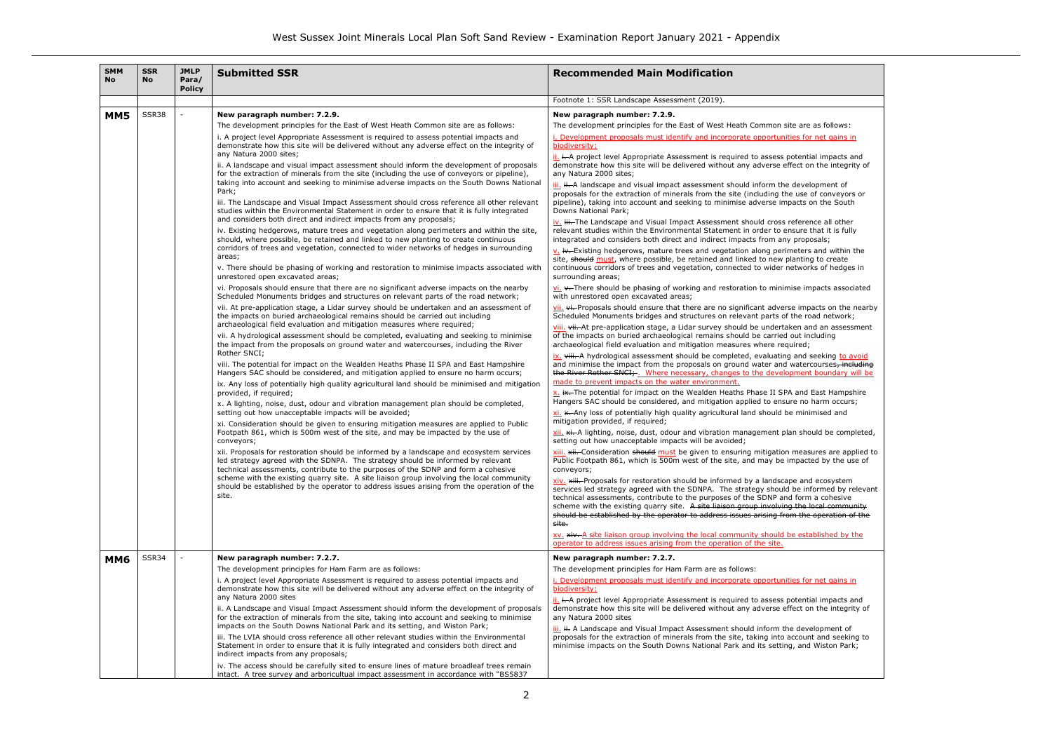| SMM No | SSR No | JMLP Para/ Policy | Submitted SSR | Recommended Main Modification |
|---|---|---|---|---|
| | | | | Footnote 1: SSR Landscape Assessment (2019). |
| **MM5** | SSR38 | - | **New paragraph number: 7.2.9.**<br>The development principles for the East of West Heath Common site are as follows:<br>i. A project level Appropriate Assessment is required to assess potential impacts and demonstrate how this site will be delivered without any adverse effect on the integrity of any Natura 2000 sites;<br>ii. A landscape and visual impact assessment should inform the development of proposals for the extraction of minerals from the site (including the use of conveyors or pipeline), taking into account and seeking to minimise adverse impacts on the South Downs National Park;<br>iii. The Landscape and Visual Impact Assessment should cross reference all other relevant studies within the Environmental Statement in order to ensure that it is fully integrated and considers both direct and indirect impacts from any proposals;<br>iv. Existing hedgerows, mature trees and vegetation along perimeters and within the site, should, where possible, be retained and linked to new planting to create continuous corridors of trees and vegetation, connected to wider networks of hedges in surrounding areas;<br>v. There should be phasing of working and restoration to minimise impacts associated with unrestored open excavated areas;<br>vi. Proposals should ensure that there are no significant adverse impacts on the nearby Scheduled Monuments bridges and structures on relevant parts of the road network;<br>vii. At pre-application stage, a Lidar survey should be undertaken and an assessment of the impacts on buried archaeological remains should be carried out including archaeological field evaluation and mitigation measures where required;<br>vii. A hydrological assessment should be completed, evaluating and seeking to minimise the impact from the proposals on ground water and watercourses, including the River Rother SNCI;<br>viii. The potential for impact on the Wealden Heaths Phase II SPA and East Hampshire Hangers SAC should be considered, and mitigation applied to ensure no harm occurs;<br>ix. Any loss of potentially high quality agricultural land should be minimised and mitigation provided, if required;<br>x. A lighting, noise, dust, odour and vibration management plan should be completed, setting out how unacceptable impacts will be avoided;<br>xi. Consideration should be given to ensuring mitigation measures are applied to Public Footpath 861, which is 500m west of the site, and may be impacted by the use of conveyors;<br>xii. Proposals for restoration should be informed by a landscape and ecosystem services led strategy agreed with the SDNPA. The strategy should be informed by relevant technical assessments, contribute to the purposes of the SDNP and form a cohesive scheme with the existing quarry site. A site liaison group involving the local community should be established by the operator to address issues arising from the operation of the site. | **New paragraph number: 7.2.9.**<br>The development principles for the East of West Heath Common site are as follows:<br>i. Development proposals must identify and incorporate opportunities for net gains in biodiversity;<br>ii. ~~i.~~ A project level Appropriate Assessment is required to assess potential impacts and demonstrate how this site will be delivered without any adverse effect on the integrity of any Natura 2000 sites;<br>iii. ~~ii.~~ A landscape and visual impact assessment should inform the development of proposals for the extraction of minerals from the site (including the use of conveyors or pipeline), taking into account and seeking to minimise adverse impacts on the South Downs National Park;<br>iv. ~~iii.~~ The Landscape and Visual Impact Assessment should cross reference all other relevant studies within the Environmental Statement in order to ensure that it is fully integrated and considers both direct and indirect impacts from any proposals;<br>v. ~~iv.~~ Existing hedgerows, mature trees and vegetation along perimeters and within the site, ~~should~~ must, where possible, be retained and linked to new planting to create continuous corridors of trees and vegetation, connected to wider networks of hedges in surrounding areas;<br>vi. ~~v.~~ There should be phasing of working and restoration to minimise impacts associated with unrestored open excavated areas;<br>vii. ~~vi.~~ Proposals should ensure that there are no significant adverse impacts on the nearby Scheduled Monuments bridges and structures on relevant parts of the road network;<br>viii. ~~vii.~~ At pre-application stage, a Lidar survey should be undertaken and an assessment of the impacts on buried archaeological remains should be carried out including archaeological field evaluation and mitigation measures where required;<br>ix. ~~viii.~~ A hydrological assessment should be completed, evaluating and seeking to avoid and minimise the impact from the proposals on ground water and watercourses~~, including the River Rother SNCI;~~. Where necessary, changes to the development boundary will be made to prevent impacts on the water environment.<br>x. ~~ix.~~ The potential for impact on the Wealden Heaths Phase II SPA and East Hampshire Hangers SAC should be considered, and mitigation applied to ensure no harm occurs;<br>xi. ~~x.~~ Any loss of potentially high quality agricultural land should be minimised and mitigation provided, if required;<br>xii. ~~xi.~~ A lighting, noise, dust, odour and vibration management plan should be completed, setting out how unacceptable impacts will be avoided;<br>xiii. ~~xii.~~ Consideration ~~should~~ must be given to ensuring mitigation measures are applied to Public Footpath 861, which is 500m west of the site, and may be impacted by the use of conveyors;<br>xiv. ~~xiii.~~ Proposals for restoration should be informed by a landscape and ecosystem services led strategy agreed with the SDNPA. The strategy should be informed by relevant technical assessments, contribute to the purposes of the SDNP and form a cohesive scheme with the existing quarry site. ~~A site liaison group involving the local community should be established by the operator to address issues arising from the operation of the site.~~<br>xv. ~~xiv.~~ A site liaison group involving the local community should be established by the operator to address issues arising from the operation of the site. |
| **MM6** | SSR34 | - | **New paragraph number: 7.2.7.**<br>The development principles for Ham Farm are as follows:<br>i. A project level Appropriate Assessment is required to assess potential impacts and demonstrate how this site will be delivered without any adverse effect on the integrity of any Natura 2000 sites<br>ii. A Landscape and Visual Impact Assessment should inform the development of proposals for the extraction of minerals from the site, taking into account and seeking to minimise impacts on the South Downs National Park and its setting, and Wiston Park;<br>iii. The LVIA should cross reference all other relevant studies within the Environmental Statement in order to ensure that it is fully integrated and considers both direct and indirect impacts from any proposals;<br>iv. The access should be carefully sited to ensure lines of mature broadleaf trees remain intact. A tree survey and arboricultural impact assessment in accordance with "BS5837 | **New paragraph number: 7.2.7.**<br>The development principles for Ham Farm are as follows:<br>i. Development proposals must identify and incorporate opportunities for net gains in biodiversity;<br>ii. ~~i.~~ A project level Appropriate Assessment is required to assess potential impacts and demonstrate how this site will be delivered without any adverse effect on the integrity of any Natura 2000 sites<br>iii. ~~ii.~~ A Landscape and Visual Impact Assessment should inform the development of proposals for the extraction of minerals from the site, taking into account and seeking to minimise impacts on the South Downs National Park and its setting, and Wiston Park; |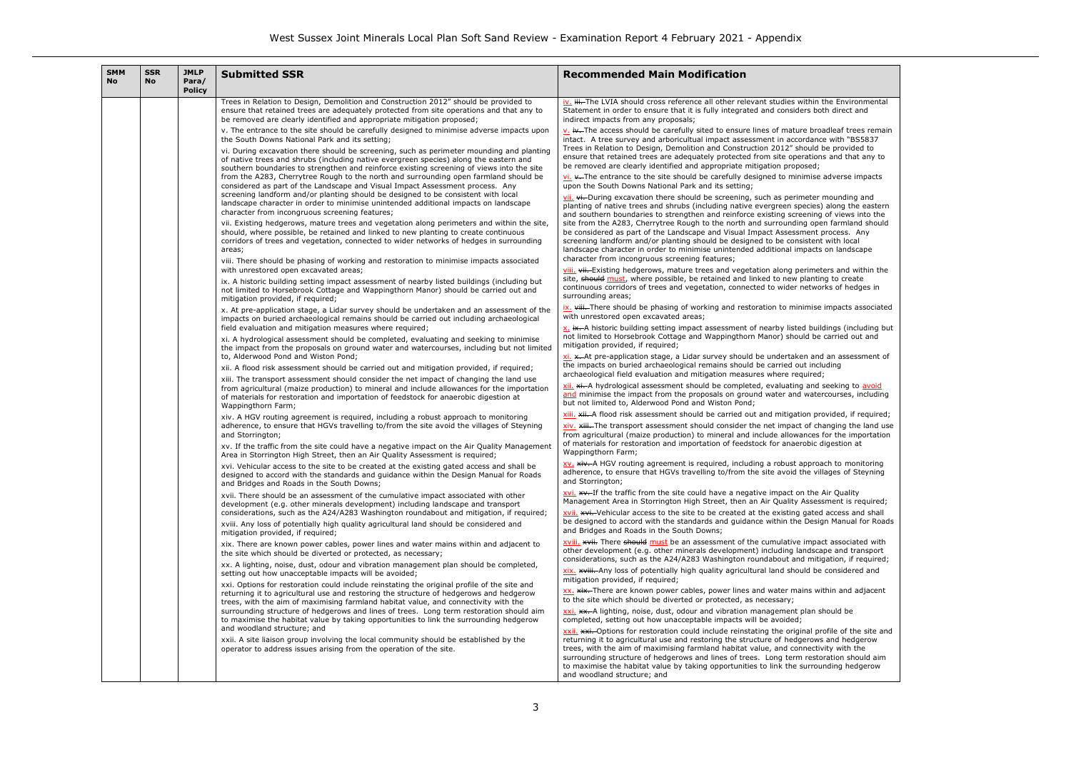| SMM No | SSR No | JMLP Para/ Policy | Submitted SSR | Recommended Main Modification |
|---|---|---|---|---|
| | | | Trees in Relation to Design, Demolition and Construction 2012" should be provided to ensure that retained trees are adequately protected from site operations and that any to be removed are clearly identified and appropriate mitigation proposed;<br><br>v. The entrance to the site should be carefully designed to minimise adverse impacts upon the South Downs National Park and its setting;<br><br>vi. During excavation there should be screening, such as perimeter mounding and planting of native trees and shrubs (including native evergreen species) along the eastern and southern boundaries to strengthen and reinforce existing screening of views into the site from the A283, Cherrytree Rough to the north and surrounding open farmland should be considered as part of the Landscape and Visual Impact Assessment process. Any screening landform and/or planting should be designed to be consistent with local landscape character in order to minimise unintended additional impacts on landscape character from incongruous screening features;<br><br>vii. Existing hedgerows, mature trees and vegetation along perimeters and within the site, should, where possible, be retained and linked to new planting to create continuous corridors of trees and vegetation, connected to wider networks of hedges in surrounding areas;<br><br>viii. There should be phasing of working and restoration to minimise impacts associated with unrestored open excavated areas;<br><br>ix. A historic building setting impact assessment of nearby listed buildings (including but not limited to Horsebrook Cottage and Wappingthorn Manor) should be carried out and mitigation provided, if required;<br><br>x. At pre-application stage, a Lidar survey should be undertaken and an assessment of the impacts on buried archaeological remains should be carried out including archaeological field evaluation and mitigation measures where required;<br><br>xi. A hydrological assessment should be completed, evaluating and seeking to minimise the impact from the proposals on ground water and watercourses, including but not limited to, Alderwood Pond and Wiston Pond;<br><br>xii. A flood risk assessment should be carried out and mitigation provided, if required;<br><br>xiii. The transport assessment should consider the net impact of changing the land use from agricultural (maize production) to mineral and include allowances for the importation of materials for restoration and importation of feedstock for anaerobic digestion at Wappingthorn Farm;<br><br>xiv. A HGV routing agreement is required, including a robust approach to monitoring adherence, to ensure that HGVs travelling to/from the site avoid the villages of Steyning and Storrington;<br><br>xv. If the traffic from the site could have a negative impact on the Air Quality Management Area in Storrington High Street, then an Air Quality Assessment is required;<br><br>xvi. Vehicular access to the site to be created at the existing gated access and shall be designed to accord with the standards and guidance within the Design Manual for Roads and Bridges and Roads in the South Downs;<br><br>xvii. There should be an assessment of the cumulative impact associated with other development (e.g. other minerals development) including landscape and transport considerations, such as the A24/A283 Washington roundabout and mitigation, if required;<br><br>xviii. Any loss of potentially high quality agricultural land should be considered and mitigation provided, if required;<br><br>xix. There are known power cables, power lines and water mains within and adjacent to the site which should be diverted or protected, as necessary;<br><br>xx. A lighting, noise, dust, odour and vibration management plan should be completed, setting out how unacceptable impacts will be avoided;<br><br>xxi. Options for restoration could include reinstating the original profile of the site and returning it to agricultural use and restoring the structure of hedgerows and hedgerow trees, with the aim of maximising farmland habitat value, and connectivity with the surrounding structure of hedgerows and lines of trees. Long term restoration should aim to maximise the habitat value by taking opportunities to link the surrounding hedgerow and woodland structure; and<br><br>xxii. A site liaison group involving the local community should be established by the operator to address issues arising from the operation of the site. | iv. ~~iii.~~ The LVIA should cross reference all other relevant studies within the Environmental Statement in order to ensure that it is fully integrated and considers both direct and indirect impacts from any proposals;<br><br>v. ~~iv.~~ The access should be carefully sited to ensure lines of mature broadleaf trees remain intact. A tree survey and arboricultual impact assessment in accordance with "BS5837 Trees in Relation to Design, Demolition and Construction 2012" should be provided to ensure that retained trees are adequately protected from site operations and that any to be removed are clearly identified and appropriate mitigation proposed;<br><br>vi. ~~v.~~ The entrance to the site should be carefully designed to minimise adverse impacts upon the South Downs National Park and its setting;<br><br>vii. ~~vi.~~ During excavation there should be screening, such as perimeter mounding and planting of native trees and shrubs (including native evergreen species) along the eastern and southern boundaries to strengthen and reinforce existing screening of views into the site from the A283, Cherrytree Rough to the north and surrounding open farmland should be considered as part of the Landscape and Visual Impact Assessment process. Any screening landform and/or planting should be designed to be consistent with local landscape character in order to minimise unintended additional impacts on landscape character from incongruous screening features;<br><br>viii. ~~vii.~~ Existing hedgerows, mature trees and vegetation along perimeters and within the site, ~~should~~ must, where possible, be retained and linked to new planting to create continuous corridors of trees and vegetation, connected to wider networks of hedges in surrounding areas;<br><br>ix. ~~viii.~~ There should be phasing of working and restoration to minimise impacts associated with unrestored open excavated areas;<br><br>x. ~~ix.~~ A historic building setting impact assessment of nearby listed buildings (including but not limited to Horsebrook Cottage and Wappingthorn Manor) should be carried out and mitigation provided, if required;<br><br>xi. ~~x.~~ At pre-application stage, a Lidar survey should be undertaken and an assessment of the impacts on buried archaeological remains should be carried out including archaeological field evaluation and mitigation measures where required;<br><br>xii. ~~xi.~~ A hydrological assessment should be completed, evaluating and seeking to avoid and minimise the impact from the proposals on ground water and watercourses, including but not limited to, Alderwood Pond and Wiston Pond;<br><br>xiii. ~~xii.~~ A flood risk assessment should be carried out and mitigation provided, if required;<br><br>xiv. ~~xiii.~~ The transport assessment should consider the net impact of changing the land use from agricultural (maize production) to mineral and include allowances for the importation of materials for restoration and importation of feedstock for anaerobic digestion at Wappingthorn Farm;<br><br>xv. ~~xiv.~~ A HGV routing agreement is required, including a robust approach to monitoring adherence, to ensure that HGVs travelling to/from the site avoid the villages of Steyning and Storrington;<br><br>xvi. ~~xv.~~ If the traffic from the site could have a negative impact on the Air Quality Management Area in Storrington High Street, then an Air Quality Assessment is required;<br><br>xvii. ~~xvi.~~ Vehicular access to the site to be created at the existing gated access and shall be designed to accord with the standards and guidance within the Design Manual for Roads and Bridges and Roads in the South Downs;<br><br>xviii. ~~xvii.~~ There ~~should~~ must be an assessment of the cumulative impact associated with other development (e.g. other minerals development) including landscape and transport considerations, such as the A24/A283 Washington roundabout and mitigation, if required;<br><br>xix. ~~xviii.~~ Any loss of potentially high quality agricultural land should be considered and mitigation provided, if required;<br><br>xx. ~~xix.~~ There are known power cables, power lines and water mains within and adjacent to the site which should be diverted or protected, as necessary;<br><br>xxi. ~~xx.~~ A lighting, noise, dust, odour and vibration management plan should be completed, setting out how unacceptable impacts will be avoided;<br><br>xxii. ~~xxi.~~ Options for restoration could include reinstating the original profile of the site and returning it to agricultural use and restoring the structure of hedgerows and hedgerow trees, with the aim of maximising farmland habitat value, and connectivity with the surrounding structure of hedgerows and lines of trees. Long term restoration should aim to maximise the habitat value by taking opportunities to link the surrounding hedgerow and woodland structure; and |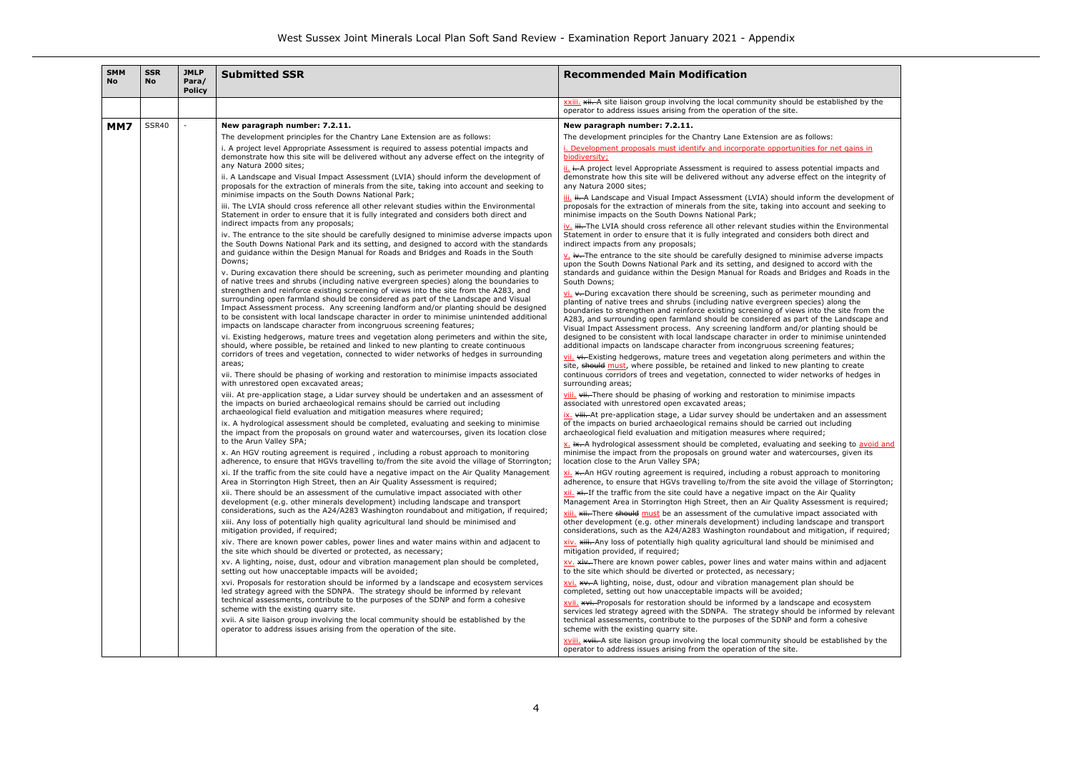| SMM No | SSR No | JMLP Para/ Policy | Submitted SSR | Recommended Main Modification |
|---|---|---|---|---|
| | | | | ~~xii.~~ xxiii. A site liaison group involving the local community should be established by the operator to address issues arising from the operation of the site. |
| MM7 | SSR40 | - | **New paragraph number: 7.2.11.**<br>The development principles for the Chantry Lane Extension are as follows:<br>i. A project level Appropriate Assessment is required to assess potential impacts and demonstrate how this site will be delivered without any adverse effect on the integrity of any Natura 2000 sites;<br>ii. A Landscape and Visual Impact Assessment (LVIA) should inform the development of proposals for the extraction of minerals from the site, taking into account and seeking to minimise impacts on the South Downs National Park;<br>iii. The LVIA should cross reference all other relevant studies within the Environmental Statement in order to ensure that it is fully integrated and considers both direct and indirect impacts from any proposals;<br>iv. The entrance to the site should be carefully designed to minimise adverse impacts upon the South Downs National Park and its setting, and designed to accord with the standards and guidance within the Design Manual for Roads and Bridges and Roads in the South Downs;<br>v. During excavation there should be screening, such as perimeter mounding and planting of native trees and shrubs (including native evergreen species) along the boundaries to strengthen and reinforce existing screening of views into the site from the A283, and surrounding open farmland should be considered as part of the Landscape and Visual Impact Assessment process. Any screening landform and/or planting should be designed to be consistent with local landscape character in order to minimise unintended additional impacts on landscape character from incongruous screening features;<br>vi. Existing hedgerows, mature trees and vegetation along perimeters and within the site, should, where possible, be retained and linked to new planting to create continuous corridors of trees and vegetation, connected to wider networks of hedges in surrounding areas;<br>vii. There should be phasing of working and restoration to minimise impacts associated with unrestored open excavated areas;<br>viii. At pre-application stage, a Lidar survey should be undertaken and an assessment of the impacts on buried archaeological remains should be carried out including archaeological field evaluation and mitigation measures where required;<br>ix. A hydrological assessment should be completed, evaluating and seeking to minimise the impact from the proposals on ground water and watercourses, given its location close to the Arun Valley SPA;<br>x. An HGV routing agreement is required , including a robust approach to monitoring adherence, to ensure that HGVs travelling to/from the site avoid the village of Storrington;<br>xi. If the traffic from the site could have a negative impact on the Air Quality Management Area in Storrington High Street, then an Air Quality Assessment is required;<br>xii. There should be an assessment of the cumulative impact associated with other development (e.g. other minerals development) including landscape and transport considerations, such as the A24/A283 Washington roundabout and mitigation, if required;<br>xiii. Any loss of potentially high quality agricultural land should be minimised and mitigation provided, if required;<br>xiv. There are known power cables, power lines and water mains within and adjacent to the site which should be diverted or protected, as necessary;<br>xv. A lighting, noise, dust, odour and vibration management plan should be completed, setting out how unacceptable impacts will be avoided;<br>xvi. Proposals for restoration should be informed by a landscape and ecosystem services led strategy agreed with the SDNPA. The strategy should be informed by relevant technical assessments, contribute to the purposes of the SDNP and form a cohesive scheme with the existing quarry site.<br>xvii. A site liaison group involving the local community should be established by the operator to address issues arising from the operation of the site. | **New paragraph number: 7.2.11.**<br>The development principles for the Chantry Lane Extension are as follows:<br>i. Development proposals must identify and incorporate opportunities for net gains in biodiversity;<br>ii. ~~i.~~ A project level Appropriate Assessment is required to assess potential impacts and demonstrate how this site will be delivered without any adverse effect on the integrity of any Natura 2000 sites;<br>iii. ~~ii.~~ A Landscape and Visual Impact Assessment (LVIA) should inform the development of proposals for the extraction of minerals from the site, taking into account and seeking to minimise impacts on the South Downs National Park;<br>iv. ~~iii.~~ The LVIA should cross reference all other relevant studies within the Environmental Statement in order to ensure that it is fully integrated and considers both direct and indirect impacts from any proposals;<br>v. ~~iv.~~ The entrance to the site should be carefully designed to minimise adverse impacts upon the South Downs National Park and its setting, and designed to accord with the standards and guidance within the Design Manual for Roads and Bridges and Roads in the South Downs;<br>vi. ~~v.~~ During excavation there should be screening, such as perimeter mounding and planting of native trees and shrubs (including native evergreen species) along the boundaries to strengthen and reinforce existing screening of views into the site from the A283, and surrounding open farmland should be considered as part of the Landscape and Visual Impact Assessment process. Any screening landform and/or planting should be designed to be consistent with local landscape character in order to minimise unintended additional impacts on landscape character from incongruous screening features;<br>vii. ~~vi.~~ Existing hedgerows, mature trees and vegetation along perimeters and within the site, ~~should~~ must, where possible, be retained and linked to new planting to create continuous corridors of trees and vegetation, connected to wider networks of hedges in surrounding areas;<br>viii. ~~vii.~~ There should be phasing of working and restoration to minimise impacts associated with unrestored open excavated areas;<br>ix. ~~viii.~~ At pre-application stage, a Lidar survey should be undertaken and an assessment of the impacts on buried archaeological remains should be carried out including archaeological field evaluation and mitigation measures where required;<br>x. ~~ix.~~ A hydrological assessment should be completed, evaluating and seeking to avoid and minimise the impact from the proposals on ground water and watercourses, given its location close to the Arun Valley SPA;<br>xi. ~~x.~~ An HGV routing agreement is required, including a robust approach to monitoring adherence, to ensure that HGVs travelling to/from the site avoid the village of Storrington;<br>xii. ~~xi.~~ If the traffic from the site could have a negative impact on the Air Quality Management Area in Storrington High Street, then an Air Quality Assessment is required;<br>xiii. ~~xii.~~ There ~~should~~ must be an assessment of the cumulative impact associated with other development (e.g. other minerals development) including landscape and transport considerations, such as the A24/A283 Washington roundabout and mitigation, if required;<br>xiv. ~~xiii.~~ Any loss of potentially high quality agricultural land should be minimised and mitigation provided, if required;<br>xv. ~~xiv.~~ There are known power cables, power lines and water mains within and adjacent to the site which should be diverted or protected, as necessary;<br>xvi. ~~xv.~~ A lighting, noise, dust, odour and vibration management plan should be completed, setting out how unacceptable impacts will be avoided;<br>xvii. ~~xvi.~~ Proposals for restoration should be informed by a landscape and ecosystem services led strategy agreed with the SDNPA. The strategy should be informed by relevant technical assessments, contribute to the purposes of the SDNP and form a cohesive scheme with the existing quarry site.<br>xviii. ~~xvii.~~ A site liaison group involving the local community should be established by the operator to address issues arising from the operation of the site. |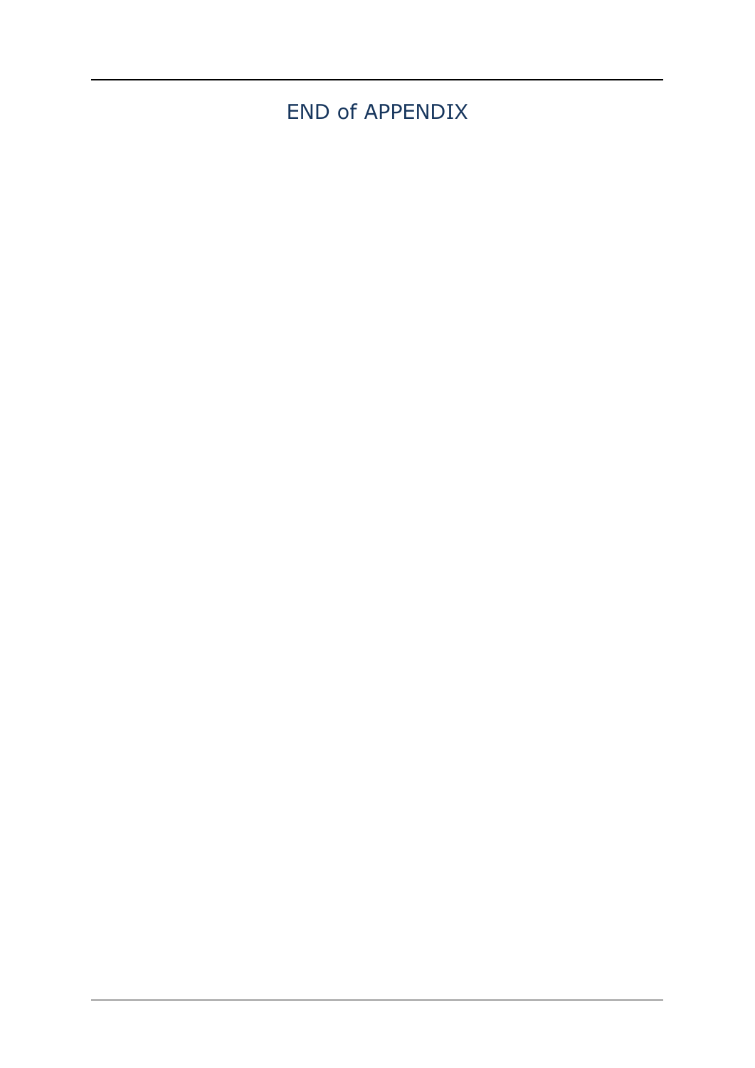## END of APPENDIX